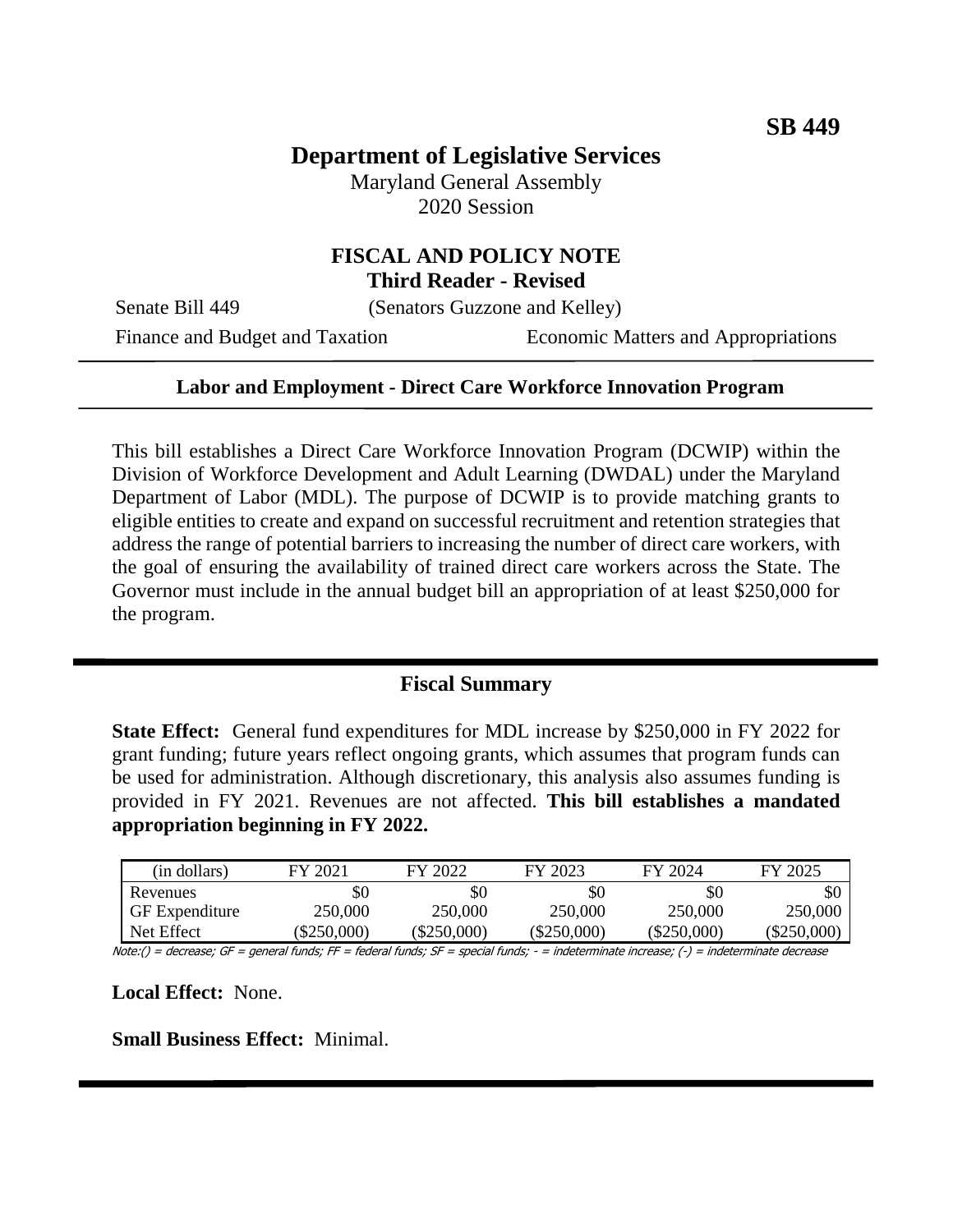**SB 449**

# Department of Legislative Services

Maryland General Assembly
2020 Session

## FISCAL AND POLICY NOTE
**Third Reader - Revised**

Senate Bill 449 (Senators Guzzone and Kelley)

Finance and Budget and Taxation | Economic Matters and Appropriations

---

**Labor and Employment - Direct Care Workforce Innovation Program**

---

This bill establishes a Direct Care Workforce Innovation Program (DCWIP) within the Division of Workforce Development and Adult Learning (DWDAL) under the Maryland Department of Labor (MDL). The purpose of DCWIP is to provide matching grants to eligible entities to create and expand on successful recruitment and retention strategies that address the range of potential barriers to increasing the number of direct care workers, with the goal of ensuring the availability of trained direct care workers across the State. The Governor must include in the annual budget bill an appropriation of at least $250,000 for the program.

---

## Fiscal Summary

**State Effect:** General fund expenditures for MDL increase by $250,000 in FY 2022 for grant funding; future years reflect ongoing grants, which assumes that program funds can be used for administration. Although discretionary, this analysis also assumes funding is provided in FY 2021. Revenues are not affected. **This bill establishes a mandated appropriation beginning in FY 2022.**

| (in dollars) | FY 2021 | FY 2022 | FY 2023 | FY 2024 | FY 2025 |
|---|---|---|---|---|---|
| Revenues | $0 | $0 | $0 | $0 | $0 |
| GF Expenditure | 250,000 | 250,000 | 250,000 | 250,000 | 250,000 |
| Net Effect | ($250,000) | ($250,000) | ($250,000) | ($250,000) | ($250,000) |

Note:() = decrease; GF = general funds; FF = federal funds; SF = special funds; - = indeterminate increase; (-) = indeterminate decrease

**Local Effect:** None.

**Small Business Effect:** Minimal.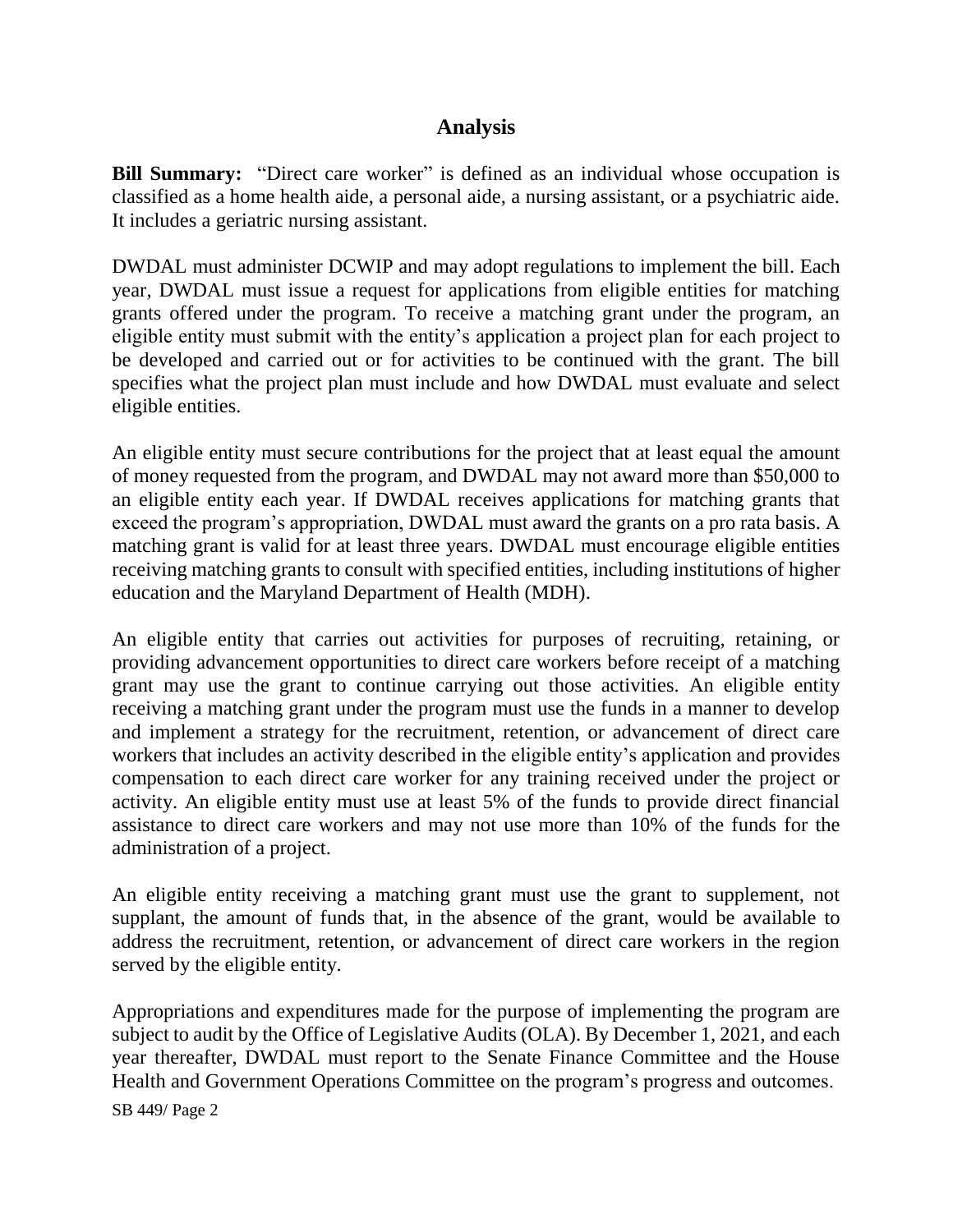## Analysis

**Bill Summary:** "Direct care worker" is defined as an individual whose occupation is classified as a home health aide, a personal aide, a nursing assistant, or a psychiatric aide. It includes a geriatric nursing assistant.

DWDAL must administer DCWIP and may adopt regulations to implement the bill. Each year, DWDAL must issue a request for applications from eligible entities for matching grants offered under the program. To receive a matching grant under the program, an eligible entity must submit with the entity's application a project plan for each project to be developed and carried out or for activities to be continued with the grant. The bill specifies what the project plan must include and how DWDAL must evaluate and select eligible entities.

An eligible entity must secure contributions for the project that at least equal the amount of money requested from the program, and DWDAL may not award more than $50,000 to an eligible entity each year. If DWDAL receives applications for matching grants that exceed the program's appropriation, DWDAL must award the grants on a pro rata basis. A matching grant is valid for at least three years. DWDAL must encourage eligible entities receiving matching grants to consult with specified entities, including institutions of higher education and the Maryland Department of Health (MDH).

An eligible entity that carries out activities for purposes of recruiting, retaining, or providing advancement opportunities to direct care workers before receipt of a matching grant may use the grant to continue carrying out those activities. An eligible entity receiving a matching grant under the program must use the funds in a manner to develop and implement a strategy for the recruitment, retention, or advancement of direct care workers that includes an activity described in the eligible entity's application and provides compensation to each direct care worker for any training received under the project or activity. An eligible entity must use at least 5% of the funds to provide direct financial assistance to direct care workers and may not use more than 10% of the funds for the administration of a project.

An eligible entity receiving a matching grant must use the grant to supplement, not supplant, the amount of funds that, in the absence of the grant, would be available to address the recruitment, retention, or advancement of direct care workers in the region served by the eligible entity.

Appropriations and expenditures made for the purpose of implementing the program are subject to audit by the Office of Legislative Audits (OLA). By December 1, 2021, and each year thereafter, DWDAL must report to the Senate Finance Committee and the House Health and Government Operations Committee on the program's progress and outcomes.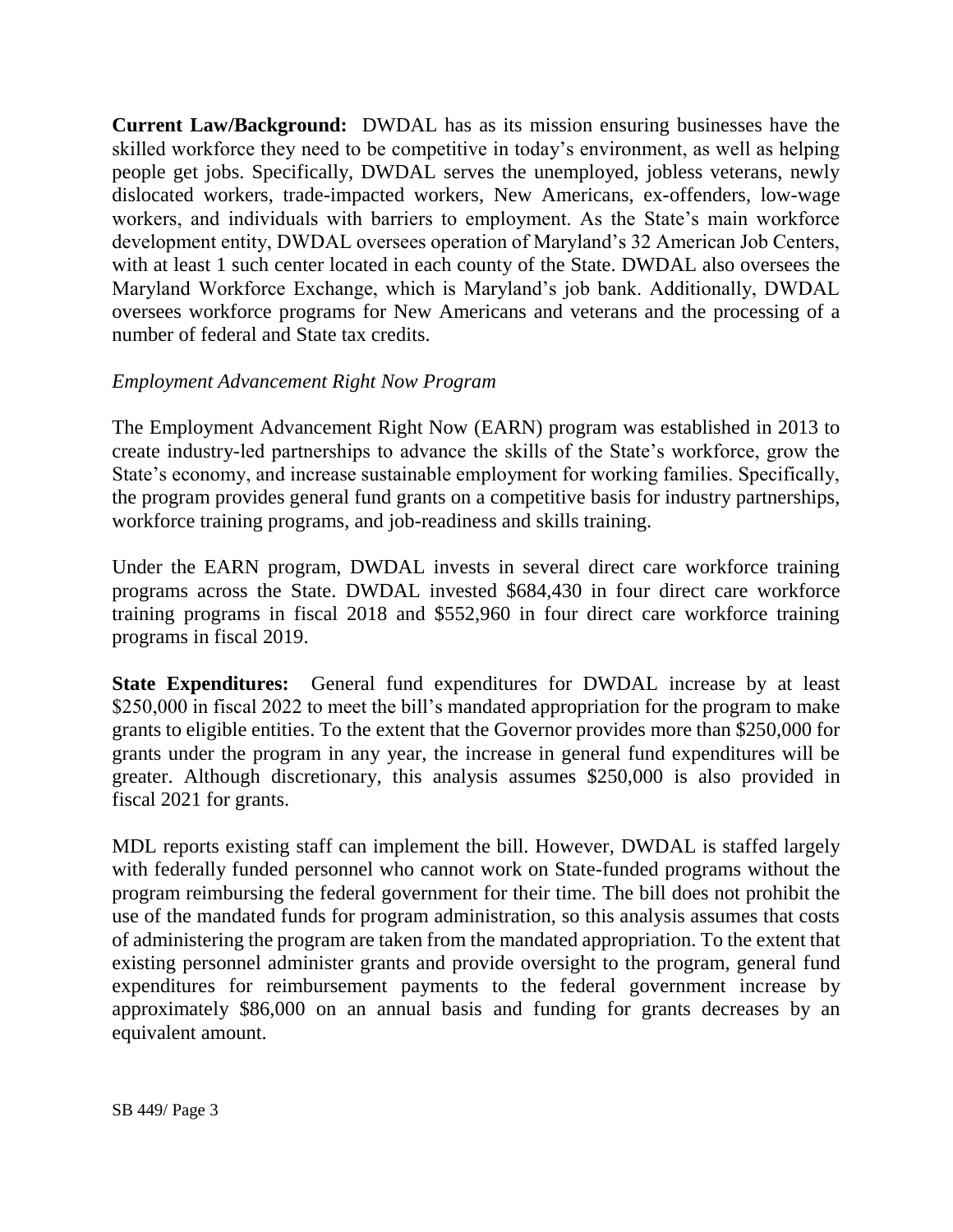**Current Law/Background:** DWDAL has as its mission ensuring businesses have the skilled workforce they need to be competitive in today's environment, as well as helping people get jobs. Specifically, DWDAL serves the unemployed, jobless veterans, newly dislocated workers, trade-impacted workers, New Americans, ex-offenders, low-wage workers, and individuals with barriers to employment. As the State's main workforce development entity, DWDAL oversees operation of Maryland's 32 American Job Centers, with at least 1 such center located in each county of the State. DWDAL also oversees the Maryland Workforce Exchange, which is Maryland's job bank. Additionally, DWDAL oversees workforce programs for New Americans and veterans and the processing of a number of federal and State tax credits.

*Employment Advancement Right Now Program*

The Employment Advancement Right Now (EARN) program was established in 2013 to create industry-led partnerships to advance the skills of the State's workforce, grow the State's economy, and increase sustainable employment for working families. Specifically, the program provides general fund grants on a competitive basis for industry partnerships, workforce training programs, and job-readiness and skills training.

Under the EARN program, DWDAL invests in several direct care workforce training programs across the State. DWDAL invested $684,430 in four direct care workforce training programs in fiscal 2018 and $552,960 in four direct care workforce training programs in fiscal 2019.

**State Expenditures:** General fund expenditures for DWDAL increase by at least $250,000 in fiscal 2022 to meet the bill's mandated appropriation for the program to make grants to eligible entities. To the extent that the Governor provides more than $250,000 for grants under the program in any year, the increase in general fund expenditures will be greater. Although discretionary, this analysis assumes $250,000 is also provided in fiscal 2021 for grants.

MDL reports existing staff can implement the bill. However, DWDAL is staffed largely with federally funded personnel who cannot work on State-funded programs without the program reimbursing the federal government for their time. The bill does not prohibit the use of the mandated funds for program administration, so this analysis assumes that costs of administering the program are taken from the mandated appropriation. To the extent that existing personnel administer grants and provide oversight to the program, general fund expenditures for reimbursement payments to the federal government increase by approximately $86,000 on an annual basis and funding for grants decreases by an equivalent amount.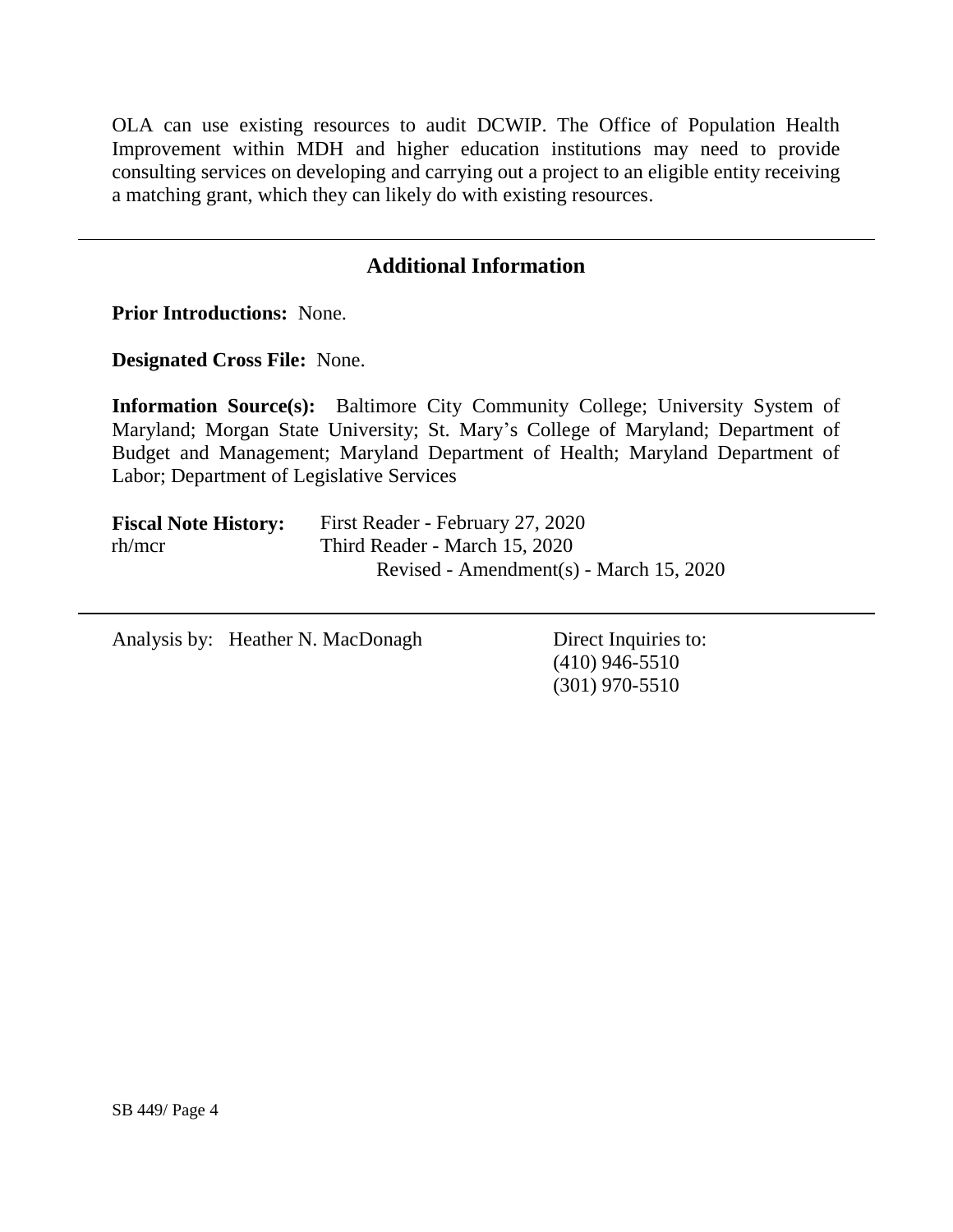OLA can use existing resources to audit DCWIP. The Office of Population Health Improvement within MDH and higher education institutions may need to provide consulting services on developing and carrying out a project to an eligible entity receiving a matching grant, which they can likely do with existing resources.

---

## Additional Information

**Prior Introductions:** None.

**Designated Cross File:** None.

**Information Source(s):** Baltimore City Community College; University System of Maryland; Morgan State University; St. Mary's College of Maryland; Department of Budget and Management; Maryland Department of Health; Maryland Department of Labor; Department of Legislative Services

**Fiscal Note History:** First Reader - February 27, 2020
rh/mcr Third Reader - March 15, 2020
Revised - Amendment(s) - March 15, 2020

---

Analysis by: Heather N. MacDonagh

Direct Inquiries to:
(410) 946-5510
(301) 970-5510